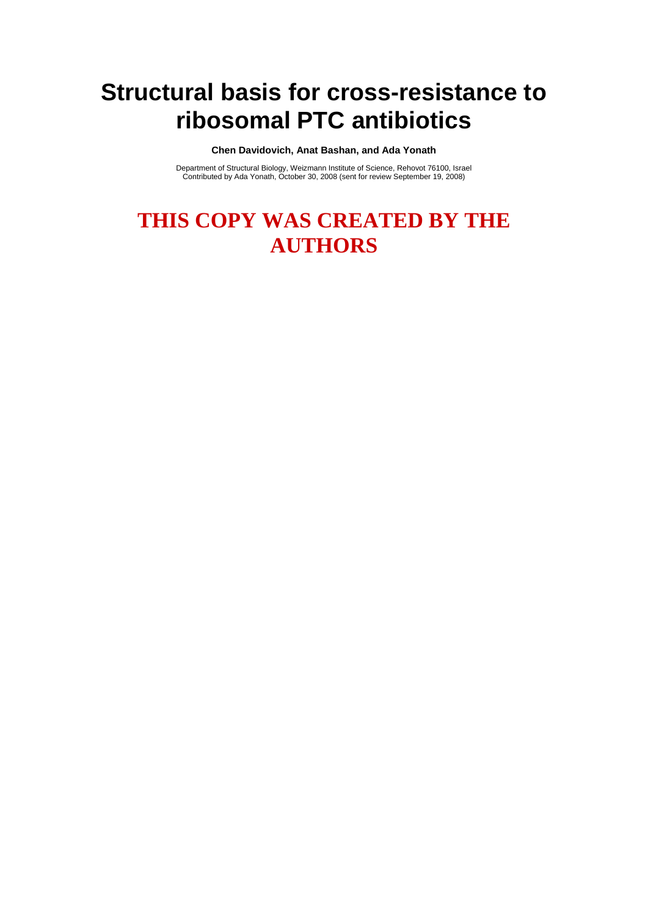# Structural basis for cross-resistance to ribosomal PTC antibiotics

**Chen Davidovich, Anat Bashan, and Ada Yonath**

Department of Structural Biology, Weizmann Institute of Science, Rehovot 76100, Israel
Contributed by Ada Yonath, October 30, 2008 (sent for review September 19, 2008)

## THIS COPY WAS CREATED BY THE AUTHORS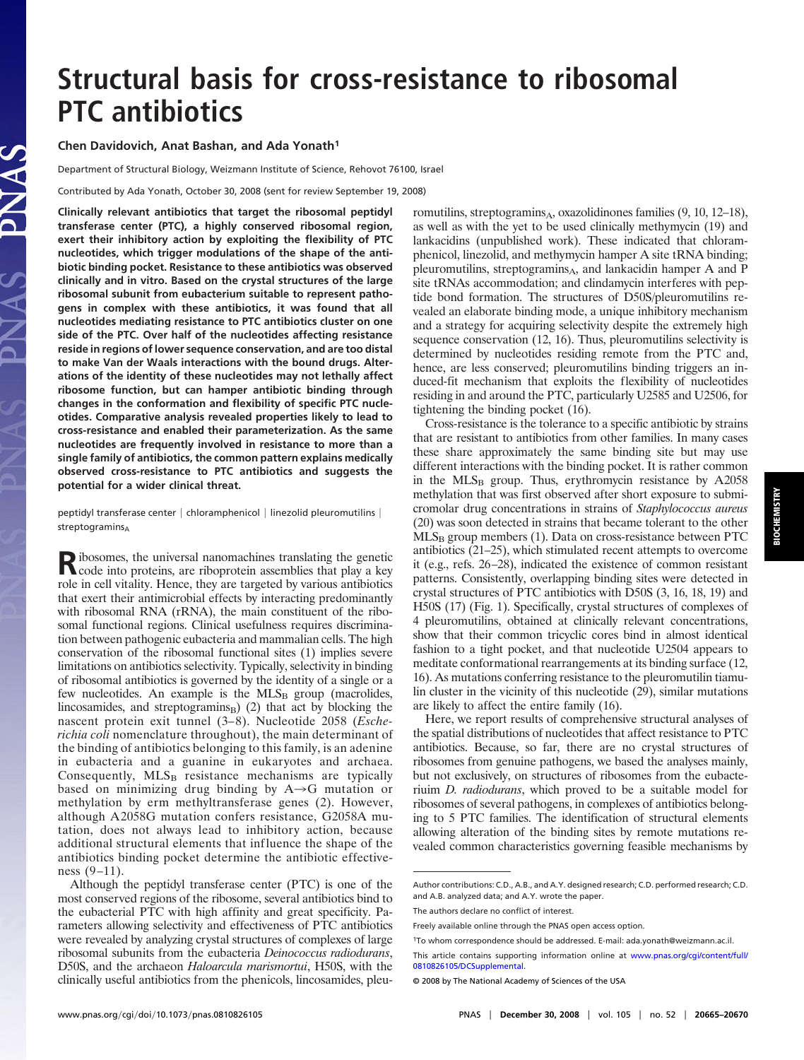# Structural basis for cross-resistance to ribosomal PTC antibiotics

**Chen Davidovich, Anat Bashan, and Ada Yonath[1]**

Department of Structural Biology, Weizmann Institute of Science, Rehovot 76100, Israel

Contributed by Ada Yonath, October 30, 2008 (sent for review September 19, 2008)

**Clinically relevant antibiotics that target the ribosomal peptidyl transferase center (PTC), a highly conserved ribosomal region, exert their inhibitory action by exploiting the flexibility of PTC nucleotides, which trigger modulations of the shape of the antibiotic binding pocket. Resistance to these antibiotics was observed clinically and in vitro. Based on the crystal structures of the large ribosomal subunit from eubacterium suitable to represent pathogens in complex with these antibiotics, it was found that all nucleotides mediating resistance to PTC antibiotics cluster on one side of the PTC. Over half of the nucleotides affecting resistance reside in regions of lower sequence conservation, and are too distal to make Van der Waals interactions with the bound drugs. Alterations of the identity of these nucleotides may not lethally affect ribosome function, but can hamper antibiotic binding through changes in the conformation and flexibility of specific PTC nucleotides. Comparative analysis revealed properties likely to lead to cross-resistance and enabled their parameterization. As the same nucleotides are frequently involved in resistance to more than a single family of antibiotics, the common pattern explains medically observed cross-resistance to PTC antibiotics and suggests the potential for a wider clinical threat.**

peptidyl transferase center | chloramphenicol | linezolid pleuromutilins | streptogramins$_A$

Ribosomes, the universal nanomachines translating the genetic code into proteins, are riboprotein assemblies that play a key role in cell vitality. Hence, they are targeted by various antibiotics that exert their antimicrobial effects by interacting predominantly with ribosomal RNA (rRNA), the main constituent of the ribosomal functional regions. Clinical usefulness requires discrimination between pathogenic eubacteria and mammalian cells. The high conservation of the ribosomal functional sites (1) implies severe limitations on antibiotics selectivity. Typically, selectivity in binding of ribosomal antibiotics is governed by the identity of a single or a few nucleotides. An example is the MLS$_B$ group (macrolides, lincosamides, and streptogramins$_B$) (2) that act by blocking the nascent protein exit tunnel (3–8). Nucleotide 2058 (*Escherichia coli* nomenclature throughout), the main determinant of the binding of antibiotics belonging to this family, is an adenine in eubacteria and a guanine in eukaryotes and archaea. Consequently, MLS$_B$ resistance mechanisms are typically based on minimizing drug binding by A→G mutation or methylation by erm methyltransferase genes (2). However, although A2058G mutation confers resistance, G2058A mutation, does not always lead to inhibitory action, because additional structural elements that influence the shape of the antibiotics binding pocket determine the antibiotic effectiveness (9–11).

Although the peptidyl transferase center (PTC) is one of the most conserved regions of the ribosome, several antibiotics bind to the eubacterial PTC with high affinity and great specificity. Parameters allowing selectivity and effectiveness of PTC antibiotics were revealed by analyzing crystal structures of complexes of large ribosomal subunits from the eubacteria *Deinococcus radiodurans*, D50S, and the archaeon *Haloarcula marismortui*, H50S, with the clinically useful antibiotics from the phenicols, lincosamides, pleuromutilins, streptogramins$_A$, oxazolidinones families (9, 10, 12–18), as well as with the yet to be used clinically methymycin (19) and lankacidins (unpublished work). These indicated that chloramphenicol, linezolid, and methymycin hamper A site tRNA binding; pleuromutilins, streptogramins$_A$, and lankacidin hamper A and P site tRNAs accommodation; and clindamycin interferes with peptide bond formation. The structures of D50S/pleuromutilins revealed an elaborate binding mode, a unique inhibitory mechanism and a strategy for acquiring selectivity despite the extremely high sequence conservation (12, 16). Thus, pleuromutilins selectivity is determined by nucleotides residing remote from the PTC and, hence, are less conserved; pleuromutilins binding triggers an induced-fit mechanism that exploits the flexibility of nucleotides residing in and around the PTC, particularly U2585 and U2506, for tightening the binding pocket (16).

Cross-resistance is the tolerance to a specific antibiotic by strains that are resistant to antibiotics from other families. In many cases these share approximately the same binding site but may use different interactions with the binding pocket. It is rather common in the MLS$_B$ group. Thus, erythromycin resistance by A2058 methylation that was first observed after short exposure to submicromolar drug concentrations in strains of *Staphylococcus aureus* (20) was soon detected in strains that became tolerant to the other MLS$_B$ group members (1). Data on cross-resistance between PTC antibiotics (21–25), which stimulated recent attempts to overcome it (e.g., refs. 26–28), indicated the existence of common resistant patterns. Consistently, overlapping binding sites were detected in crystal structures of PTC antibiotics with D50S (3, 16, 18, 19) and H50S (17) (Fig. 1). Specifically, crystal structures of complexes of 4 pleuromutilins, obtained at clinically relevant concentrations, show that their common tricyclic cores bind in almost identical fashion to a tight pocket, and that nucleotide U2504 appears to meditate conformational rearrangements at its binding surface (12, 16). As mutations conferring resistance to the pleuromutilin tiamulin cluster in the vicinity of this nucleotide (29), similar mutations are likely to affect the entire family (16).

Here, we report results of comprehensive structural analyses of the spatial distributions of nucleotides that affect resistance to PTC antibiotics. Because, so far, there are no crystal structures of ribosomes from genuine pathogens, we based the analyses mainly, but not exclusively, on structures of ribosomes from the eubacterium *D. radiodurans*, which proved to be a suitable model for ribosomes of several pathogens, in complexes of antibiotics belonging to 5 PTC families. The identification of structural elements allowing alteration of the binding sites by remote mutations revealed common characteristics governing feasible mechanisms by

Author contributions: C.D., A.B., and A.Y. designed research; C.D. performed research; C.D. and A.B. analyzed data; and A.Y. wrote the paper.

The authors declare no conflict of interest.

Freely available online through the PNAS open access option.

[1]To whom correspondence should be addressed. E-mail: ada.yonath@weizmann.ac.il.

This article contains supporting information online at www.pnas.org/cgi/content/full/0810826105/DCSupplemental.

© 2008 by The National Academy of Sciences of the USA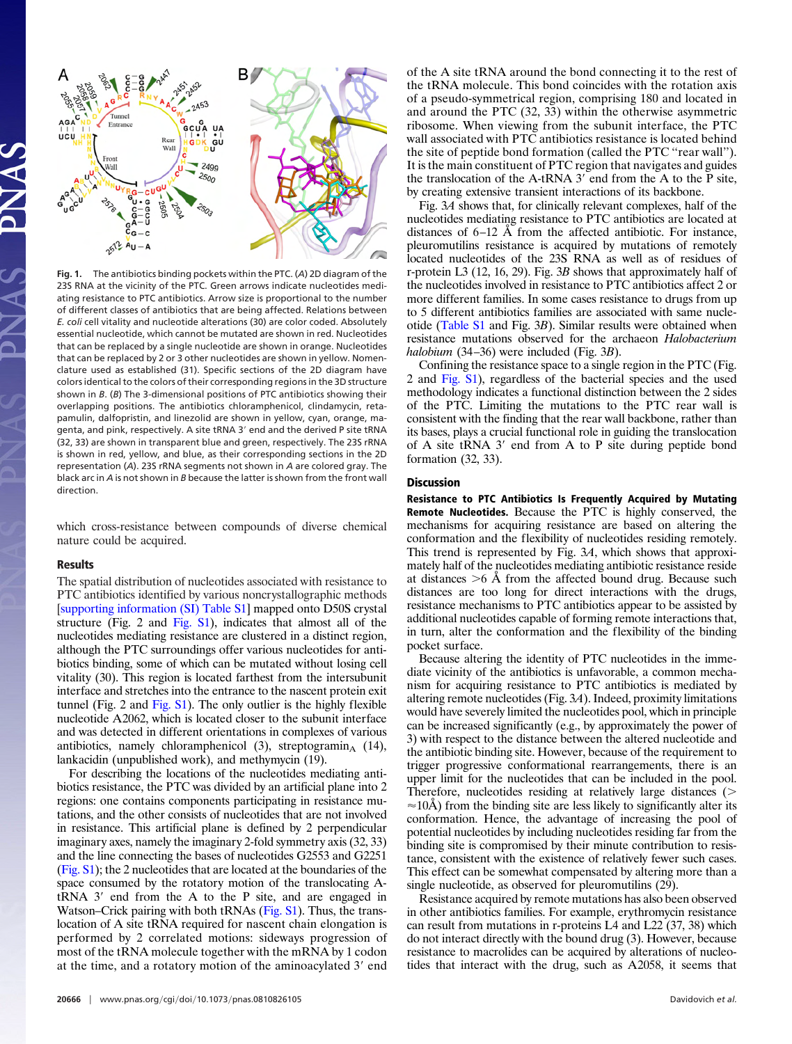**Fig. 1.** The antibiotics binding pockets within the PTC. (*A*) 2D diagram of the 23S RNA at the vicinity of the PTC. Green arrows indicate nucleotides mediating resistance to PTC antibiotics. Arrow size is proportional to the number of different classes of antibiotics that are being affected. Relations between *E. coli* cell vitality and nucleotide alterations (30) are color coded. Absolutely essential nucleotide, which cannot be mutated are shown in red. Nucleotides that can be replaced by a single nucleotide are shown in orange. Nucleotides that can be replaced by 2 or 3 other nucleotides are shown in yellow. Nomenclature used as established (31). Specific sections of the 2D diagram have colors identical to the colors of their corresponding regions in the 3D structure shown in *B*. (*B*) The 3-dimensional positions of PTC antibiotics showing their overlapping positions. The antibiotics chloramphenicol, clindamycin, retapamulin, dalfopristin, and linezolid are shown in yellow, cyan, orange, magenta, and pink, respectively. A site tRNA 3′ end and the derived P site tRNA (32, 33) are shown in transparent blue and green, respectively. The 23S rRNA is shown in red, yellow, and blue, as their corresponding sections in the 2D representation (*A*). 23S rRNA segments not shown in *A* are colored gray. The black arc in *A* is not shown in *B* because the latter is shown from the front wall direction.

which cross-resistance between compounds of diverse chemical nature could be acquired.

## Results

The spatial distribution of nucleotides associated with resistance to PTC antibiotics identified by various noncrystallographic methods [supporting information (SI) Table S1] mapped onto D50S crystal structure (Fig. 2 and Fig. S1), indicates that almost all of the nucleotides mediating resistance are clustered in a distinct region, although the PTC surroundings offer various nucleotides for antibiotics binding, some of which can be mutated without losing cell vitality (30). This region is located farthest from the intersubunit interface and stretches into the entrance to the nascent protein exit tunnel (Fig. 2 and Fig. S1). The only outlier is the highly flexible nucleotide A2062, which is located closer to the subunit interface and was detected in different orientations in complexes of various antibiotics, namely chloramphenicol (3), streptogramin$_A$ (14), lankacidin (unpublished work), and methymycin (19).

For describing the locations of the nucleotides mediating antibiotics resistance, the PTC was divided by an artificial plane into 2 regions: one contains components participating in resistance mutations, and the other consists of nucleotides that are not involved in resistance. This artificial plane is defined by 2 perpendicular imaginary axes, namely the imaginary 2-fold symmetry axis (32, 33) and the line connecting the bases of nucleotides G2553 and G2251 (Fig. S1); the 2 nucleotides that are located at the boundaries of the space consumed by the rotatory motion of the translocating A-tRNA 3′ end from the A to the P site, and are engaged in Watson–Crick pairing with both tRNAs (Fig. S1). Thus, the translocation of A site tRNA required for nascent chain elongation is performed by 2 correlated motions: sideways progression of most of the tRNA molecule together with the mRNA by 1 codon at the time, and a rotatory motion of the aminoacylated 3′ end of the A site tRNA around the bond connecting it to the rest of the tRNA molecule. This bond coincides with the rotation axis of a pseudo-symmetrical region, comprising 180 and located in and around the PTC (32, 33) within the otherwise asymmetric ribosome. When viewing from the subunit interface, the PTC wall associated with PTC antibiotics resistance is located behind the site of peptide bond formation (called the PTC "rear wall"). It is the main constituent of PTC region that navigates and guides the translocation of the A-tRNA 3′ end from the A to the P site, by creating extensive transient interactions of its backbone.

Fig. 3*A* shows that, for clinically relevant complexes, half of the nucleotides mediating resistance to PTC antibiotics are located at distances of 6–12 Å from the affected antibiotic. For instance, pleuromutilins resistance is acquired by mutations of remotely located nucleotides of the 23S RNA as well as of residues of r-protein L3 (12, 16, 29). Fig. 3*B* shows that approximately half of the nucleotides involved in resistance to PTC antibiotics affect 2 or more different families. In some cases resistance to drugs from up to 5 different antibiotics families are associated with same nucleotide (Table S1 and Fig. 3*B*). Similar results were obtained when resistance mutations observed for the archaeon *Halobacterium halobium* (34–36) were included (Fig. 3*B*).

Confining the resistance space to a single region in the PTC (Fig. 2 and Fig. S1), regardless of the bacterial species and the used methodology indicates a functional distinction between the 2 sides of the PTC. Limiting the mutations to the PTC rear wall is consistent with the finding that the rear wall backbone, rather than its bases, plays a crucial functional role in guiding the translocation of A site tRNA 3′ end from A to P site during peptide bond formation (32, 33).

## Discussion

**Resistance to PTC Antibiotics Is Frequently Acquired by Mutating Remote Nucleotides.** Because the PTC is highly conserved, the mechanisms for acquiring resistance are based on altering the conformation and the flexibility of nucleotides residing remotely. This trend is represented by Fig. 3*A*, which shows that approximately half of the nucleotides mediating antibiotic resistance reside at distances >6 Å from the affected bound drug. Because such distances are too long for direct interactions with the drugs, resistance mechanisms to PTC antibiotics appear to be assisted by additional nucleotides capable of forming remote interactions that, in turn, alter the conformation and the flexibility of the binding pocket surface.

Because altering the identity of PTC nucleotides in the immediate vicinity of the antibiotics is unfavorable, a common mechanism for acquiring resistance to PTC antibiotics is mediated by altering remote nucleotides (Fig. 3*A*). Indeed, proximity limitations would have severely limited the nucleotides pool, which in principle can be increased significantly (e.g., by approximately the power of 3) with respect to the distance between the altered nucleotide and the antibiotic binding site. However, because of the requirement to trigger progressive conformational rearrangements, there is an upper limit for the nucleotides that can be included in the pool. Therefore, nucleotides residing at relatively large distances (> ≈10Å) from the binding site are less likely to significantly alter its conformation. Hence, the advantage of increasing the pool of potential nucleotides by including nucleotides residing far from the binding site is compromised by their minute contribution to resistance, consistent with the existence of relatively fewer such cases. This effect can be somewhat compensated by altering more than a single nucleotide, as observed for pleuromutilins (29).

Resistance acquired by remote mutations has also been observed in other antibiotics families. For example, erythromycin resistance can result from mutations in r-proteins L4 and L22 (37, 38) which do not interact directly with the bound drug (3). However, because resistance to macrolides can be acquired by alterations of nucleotides that interact with the drug, such as A2058, it seems that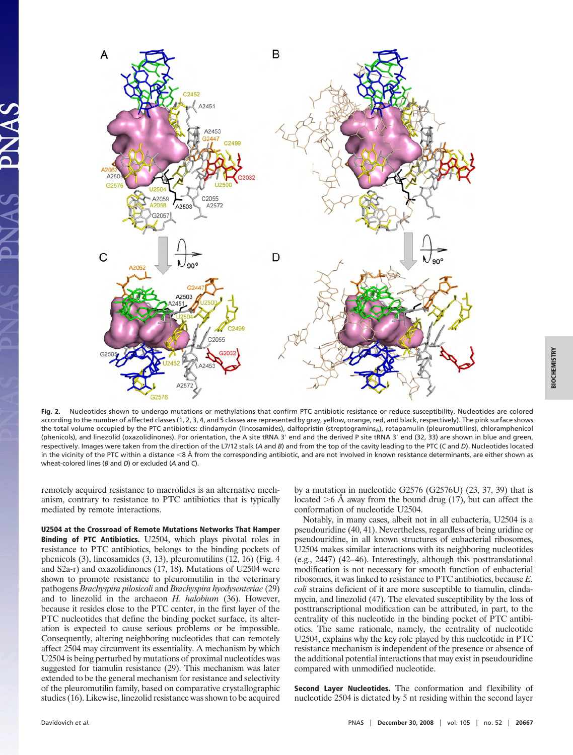Fig. 2. Nucleotides shown to undergo mutations or methylations that confirm PTC antibiotic resistance or reduce susceptibility. Nucleotides are colored according to the number of affected classes (1, 2, 3, 4, and 5 classes are represented by gray, yellow, orange, red, and black, respectively). The pink surface shows the total volume occupied by the PTC antibiotics: clindamycin (lincosamides), dalfopristin (streptogramins$_A$), retapamulin (pleuromutilins), chloramphenicol (phenicols), and linezolid (oxazolidinones). For orientation, the A site tRNA 3′ end and the derived P site tRNA 3′ end (32, 33) are shown in blue and green, respectively. Images were taken from the direction of the L7/12 stalk (*A* and *B*) and from the top of the cavity leading to the PTC (*C* and *D*). Nucleotides located in the vicinity of the PTC within a distance <8 Å from the corresponding antibiotic, and are not involved in known resistance determinants, are either shown as wheat-colored lines (*B* and *D*) or excluded (*A* and *C*).

remotely acquired resistance to macrolides is an alternative mechanism, contrary to resistance to PTC antibiotics that is typically mediated by remote interactions.

**U2504 at the Crossroad of Remote Mutations Networks That Hamper Binding of PTC Antibiotics.** U2504, which plays pivotal roles in resistance to PTC antibiotics, belongs to the binding pockets of phenicols (3), lincosamides (3, 13), pleuromutilins (12, 16) (Fig. 4 and S2a-r) and oxazolidinones (17, 18). Mutations of U2504 were shown to promote resistance to pleuromutilin in the veterinary pathogens *Brachyspira pilosicoli* and *Brachyspira hyodysenteriae* (29) and to linezolid in the archaeon *H. halobium* (36). However, because it resides close to the PTC center, in the first layer of the PTC nucleotides that define the binding pocket surface, its alteration is expected to cause serious problems or be impossible. Consequently, altering neighboring nucleotides that can remotely affect 2504 may circumvent its essentiality. A mechanism by which U2504 is being perturbed by mutations of proximal nucleotides was suggested for tiamulin resistance (29). This mechanism was later extended to be the general mechanism for resistance and selectivity of the pleuromutilin family, based on comparative crystallographic studies (16). Likewise, linezolid resistance was shown to be acquired by a mutation in nucleotide G2576 (G2576U) (23, 37, 39) that is located >6 Å away from the bound drug (17), but can affect the conformation of nucleotide U2504.

Notably, in many cases, albeit not in all eubacteria, U2504 is a pseudouridine (40, 41). Nevertheless, regardless of being uridine or pseudouridine, in all known structures of eubacterial ribosomes, U2504 makes similar interactions with its neighboring nucleotides (e.g., 2447) (42–46). Interestingly, although this posttranslational modification is not necessary for smooth function of eubacterial ribosomes, it was linked to resistance to PTC antibiotics, because *E. coli* strains deficient of it are more susceptible to tiamulin, clindamycin, and linezolid (47). The elevated susceptibility by the loss of posttranscriptional modification can be attributed, in part, to the centrality of this nucleotide in the binding pocket of PTC antibiotics. The same rationale, namely, the centrality of nucleotide U2504, explains why the key role played by this nucleotide in PTC resistance mechanism is independent of the presence or absence of the additional potential interactions that may exist in pseudouridine compared with unmodified nucleotide.

**Second Layer Nucleotides.** The conformation and flexibility of nucleotide 2504 is dictated by 5 nt residing within the second layer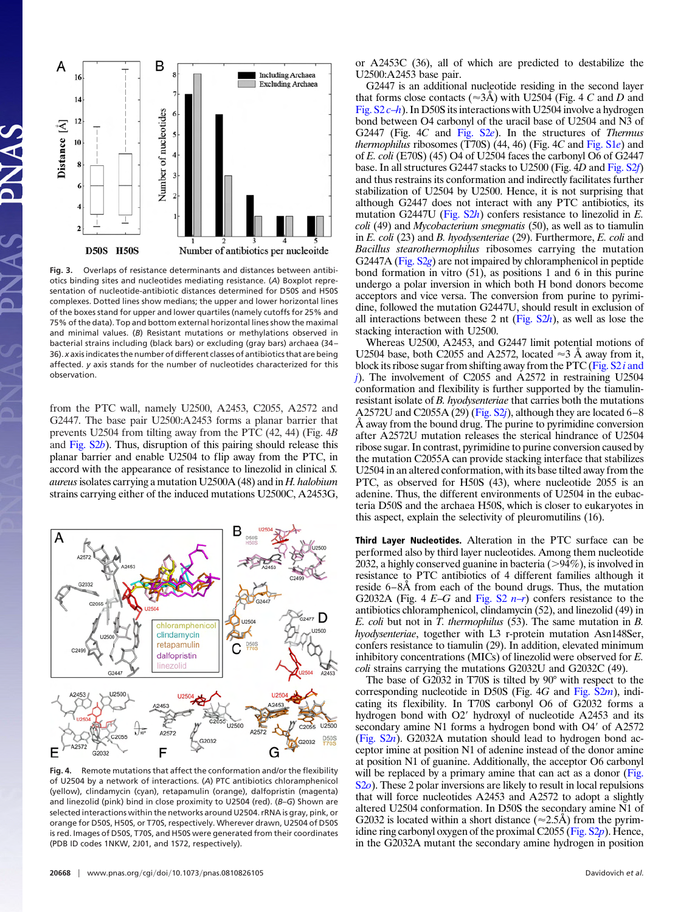Fig. 3. Overlaps of resistance determinants and distances between antibiotics binding sites and nucleotides mediating resistance. (*A*) Boxplot representation of nucleotide-antibiotic distances determined for D50S and H50S complexes. Dotted lines show medians; the upper and lower horizontal lines of the boxes stand for upper and lower quartiles (namely cutoffs for 25% and 75% of the data). Top and bottom external horizontal lines show the maximal and minimal values. (*B*) Resistant mutations or methylations observed in bacterial strains including (black bars) or excluding (gray bars) archaea (34–36). *x* axis indicates the number of different classes of antibiotics that are being affected. *y* axis stands for the number of nucleotides characterized for this observation.

from the PTC wall, namely U2500, A2453, C2055, A2572 and G2447. The base pair U2500:A2453 forms a planar barrier that prevents U2504 from tilting away from the PTC (42, 44) (Fig. 4*B* and Fig. S2*b*). Thus, disruption of this pairing should release this planar barrier and enable U2504 to flip away from the PTC, in accord with the appearance of resistance to linezolid in clinical *S. aureus* isolates carrying a mutation U2500A (48) and in *H. halobium* strains carrying either of the induced mutations U2500C, A2453G, or A2453C (36), all of which are predicted to destabilize the U2500:A2453 base pair.

G2447 is an additional nucleotide residing in the second layer that forms close contacts (≈3Å) with U2504 (Fig. 4 *C* and *D* and Fig. S2 *c–h*). In D50S its interactions with U2504 involve a hydrogen bond between O4 carbonyl of the uracil base of U2504 and N3 of G2447 (Fig. 4*C* and Fig. S2*e*). In the structures of *Thermus thermophilus* ribosomes (T70S) (44, 46) (Fig. 4*C* and Fig. S1*e*) and of *E. coli* (E70S) (45) O4 of U2504 faces the carbonyl O6 of G2447 base. In all structures G2447 stacks to U2500 (Fig. 4*D* and Fig. S2*f*) and thus restrains its conformation and indirectly facilitates further stabilization of U2504 by U2500. Hence, it is not surprising that although G2447 does not interact with any PTC antibiotics, its mutation G2447U (Fig. S2*h*) confers resistance to linezolid in *E. coli* (49) and *Mycobacterium smegmatis* (50), as well as to tiamulin in *E. coli* (23) and *B. hyodysenteriae* (29). Furthermore, *E. coli* and *Bacillus stearothermophilus* ribosomes carrying the mutation G2447A (Fig. S2*g*) are not impaired by chloramphenicol in peptide bond formation in vitro (51), as positions 1 and 6 in this purine undergo a polar inversion in which both H bond donors become acceptors and vice versa. The conversion from purine to pyrimidine, followed the mutation G2447U, should result in exclusion of all interactions between these 2 nt (Fig. S2*h*), as well as lose the stacking interaction with U2500.

Whereas U2500, A2453, and G2447 limit potential motions of U2504 base, both C2055 and A2572, located ≈3 Å away from it, block its ribose sugar from shifting away from the PTC (Fig. S2 *i* and *j*). The involvement of C2055 and A2572 in restraining U2504 conformation and flexibility is further supported by the tiamulin-resistant isolate of *B. hyodysenteriae* that carries both the mutations A2572U and C2055A (29) (Fig. S2*j*), although they are located 6–8 Å away from the bound drug. The purine to pyrimidine conversion after A2572U mutation releases the sterical hindrance of U2504 ribose sugar. In contrast, pyrimidine to purine conversion caused by the mutation C2055A can provide stacking interface that stabilizes U2504 in an altered conformation, with its base tilted away from the PTC, as observed for H50S (43), where nucleotide 2055 is an adenine. Thus, the different environments of U2504 in the eubacteria D50S and the archaea H50S, which is closer to eukaryotes in this aspect, explain the selectivity of pleuromutilins (16).

Fig. 4. Remote mutations that affect the conformation and/or the flexibility of U2504 by a network of interactions. (*A*) PTC antibiotics chloramphenicol (yellow), clindamycin (cyan), retapamulin (orange), dalfopristin (magenta) and linezolid (pink) bind in close proximity to U2504 (red). (*B–G*) Shown are selected interactions within the networks around U2504. rRNA is gray, pink, or orange for D50S, H50S, or T70S, respectively. Wherever drawn, U2504 of D50S is red. Images of D50S, T70S, and H50S were generated from their coordinates (PDB ID codes 1NKW, 2J01, and 1S72, respectively).

**Third Layer Nucleotides.** Alteration in the PTC surface can be performed also by third layer nucleotides. Among them nucleotide 2032, a highly conserved guanine in bacteria (>94%), is involved in resistance to PTC antibiotics of 4 different families although it reside 6–8Å from each of the bound drugs. Thus, the mutation G2032A (Fig. 4 *E–G* and Fig. S2 *n–r*) confers resistance to the antibiotics chloramphenicol, clindamycin (52), and linezolid (49) in *E. coli* but not in *T. thermophilus* (53). The same mutation in *B. hyodysenteriae*, together with L3 r-protein mutation Asn148Ser, confers resistance to tiamulin (29). In addition, elevated minimum inhibitory concentrations (MICs) of linezolid were observed for *E. coli* strains carrying the mutations G2032U and G2032C (49).

The base of G2032 in T70S is tilted by 90° with respect to the corresponding nucleotide in D50S (Fig. 4*G* and Fig. S2*m*), indicating its flexibility. In T70S carbonyl O6 of G2032 forms a hydrogen bond with O2′ hydroxyl of nucleotide A2453 and its secondary amine N1 forms a hydrogen bond with O4′ of A2572 (Fig. S2*n*). G2032A mutation should lead to hydrogen bond acceptor imine at position N1 of adenine instead of the donor amine at position N1 of guanine. Additionally, the acceptor O6 carbonyl will be replaced by a primary amine that can act as a donor (Fig. S2*o*). These 2 polar inversions are likely to result in local repulsions that will force nucleotides A2453 and A2572 to adopt a slightly altered U2504 conformation. In D50S the secondary amine N1 of G2032 is located within a short distance (≈2.5Å) from the pyrimidine ring carbonyl oxygen of the proximal C2055 (Fig. S2*p*). Hence, in the G2032A mutant the secondary amine hydrogen in position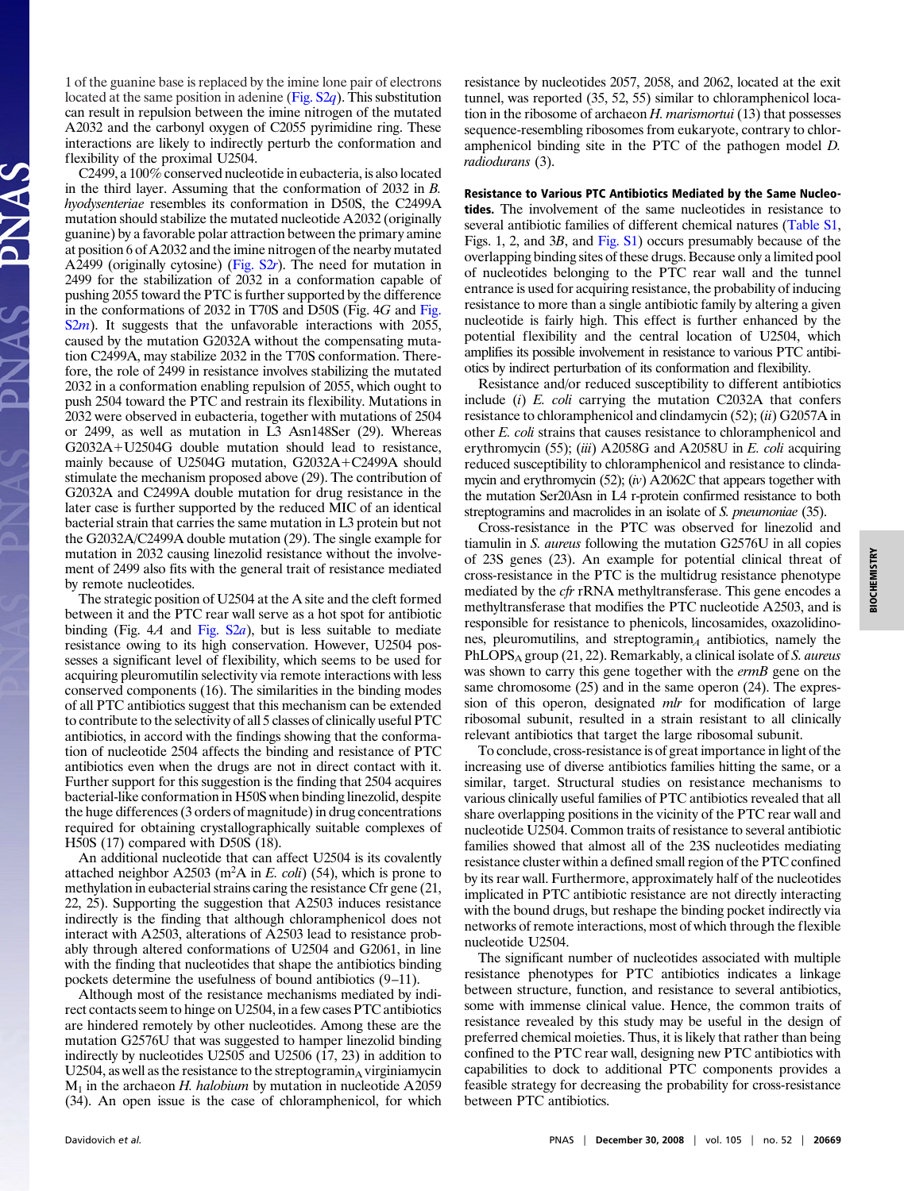1 of the guanine base is replaced by the imine lone pair of electrons located at the same position in adenine (Fig. S2*q*). This substitution can result in repulsion between the imine nitrogen of the mutated A2032 and the carbonyl oxygen of C2055 pyrimidine ring. These interactions are likely to indirectly perturb the conformation and flexibility of the proximal U2504.

C2499, a 100% conserved nucleotide in eubacteria, is also located in the third layer. Assuming that the conformation of 2032 in *B. hyodysenteriae* resembles its conformation in D50S, the C2499A mutation should stabilize the mutated nucleotide A2032 (originally guanine) by a favorable polar attraction between the primary amine at position 6 of A2032 and the imine nitrogen of the nearby mutated A2499 (originally cytosine) (Fig. S2*r*). The need for mutation in 2499 for the stabilization of 2032 in a conformation capable of pushing 2055 toward the PTC is further supported by the difference in the conformations of 2032 in T70S and D50S (Fig. 4*G* and Fig. S2*m*). It suggests that the unfavorable interactions with 2055, caused by the mutation G2032A without the compensating mutation C2499A, may stabilize 2032 in the T70S conformation. Therefore, the role of 2499 in resistance involves stabilizing the mutated 2032 in a conformation enabling repulsion of 2055, which ought to push 2504 toward the PTC and restrain its flexibility. Mutations in 2032 were observed in eubacteria, together with mutations of 2504 or 2499, as well as mutation in L3 Asn148Ser (29). Whereas G2032A+U2504G double mutation should lead to resistance, mainly because of U2504G mutation, G2032A+C2499A should stimulate the mechanism proposed above (29). The contribution of G2032A and C2499A double mutation for drug resistance in the later case is further supported by the reduced MIC of an identical bacterial strain that carries the same mutation in L3 protein but not the G2032A/C2499A double mutation (29). The single example for mutation in 2032 causing linezolid resistance without the involvement of 2499 also fits with the general trait of resistance mediated by remote nucleotides.

The strategic position of U2504 at the A site and the cleft formed between it and the PTC rear wall serve as a hot spot for antibiotic binding (Fig. 4*A* and Fig. S2*a*), but is less suitable to mediate resistance owing to its high conservation. However, U2504 possesses a significant level of flexibility, which seems to be used for acquiring pleuromutilin selectivity via remote interactions with less conserved components (16). The similarities in the binding modes of all PTC antibiotics suggest that this mechanism can be extended to contribute to the selectivity of all 5 classes of clinically useful PTC antibiotics, in accord with the findings showing that the conformation of nucleotide 2504 affects the binding and resistance of PTC antibiotics even when the drugs are not in direct contact with it. Further support for this suggestion is the finding that 2504 acquires bacterial-like conformation in H50S when binding linezolid, despite the huge differences (3 orders of magnitude) in drug concentrations required for obtaining crystallographically suitable complexes of H50S (17) compared with D50S (18).

An additional nucleotide that can affect U2504 is its covalently attached neighbor A2503 ($m^2$A in *E. coli*) (54), which is prone to methylation in eubacterial strains caring the resistance Cfr gene (21, 22, 25). Supporting the suggestion that A2503 induces resistance indirectly is the finding that although chloramphenicol does not interact with A2503, alterations of A2503 lead to resistance probably through altered conformations of U2504 and G2061, in line with the finding that nucleotides that shape the antibiotics binding pockets determine the usefulness of bound antibiotics (9–11).

Although most of the resistance mechanisms mediated by indirect contacts seem to hinge on U2504, in a few cases PTC antibiotics are hindered remotely by other nucleotides. Among these are the mutation G2576U that was suggested to hamper linezolid binding indirectly by nucleotides U2505 and U2506 (17, 23) in addition to U2504, as well as the resistance to the streptogramin$_A$ virginiamycin $M_1$ in the archaeon *H. halobium* by mutation in nucleotide A2059 (34). An open issue is the case of chloramphenicol, for which resistance by nucleotides 2057, 2058, and 2062, located at the exit tunnel, was reported (35, 52, 55) similar to chloramphenicol location in the ribosome of archaeon *H. marismortui* (13) that possesses sequence-resembling ribosomes from eukaryote, contrary to chloramphenicol binding site in the PTC of the pathogen model *D. radiodurans* (3).

**Resistance to Various PTC Antibiotics Mediated by the Same Nucleotides.** The involvement of the same nucleotides in resistance to several antibiotic families of different chemical natures (Table S1, Figs. 1, 2, and 3*B*, and Fig. S1) occurs presumably because of the overlapping binding sites of these drugs. Because only a limited pool of nucleotides belonging to the PTC rear wall and the tunnel entrance is used for acquiring resistance, the probability of inducing resistance to more than a single antibiotic family by altering a given nucleotide is fairly high. This effect is further enhanced by the potential flexibility and the central location of U2504, which amplifies its possible involvement in resistance to various PTC antibiotics by indirect perturbation of its conformation and flexibility.

Resistance and/or reduced susceptibility to different antibiotics include (*i*) *E. coli* carrying the mutation C2032A that confers resistance to chloramphenicol and clindamycin (52); (*ii*) G2057A in other *E. coli* strains that causes resistance to chloramphenicol and erythromycin (55); (*iii*) A2058G and A2058U in *E. coli* acquiring reduced susceptibility to chloramphenicol and resistance to clindamycin and erythromycin (52); (*iv*) A2062C that appears together with the mutation Ser20Asn in L4 r-protein confirmed resistance to both streptogramins and macrolides in an isolate of *S. pneumoniae* (35).

Cross-resistance in the PTC was observed for linezolid and tiamulin in *S. aureus* following the mutation G2576U in all copies of 23S genes (23). An example for potential clinical threat of cross-resistance in the PTC is the multidrug resistance phenotype mediated by the *cfr* rRNA methyltransferase. This gene encodes a methyltransferase that modifies the PTC nucleotide A2503, and is responsible for resistance to phenicols, lincosamides, oxazolidinones, pleuromutilins, and streptogramin$_A$ antibiotics, namely the PhLOPS$_A$ group (21, 22). Remarkably, a clinical isolate of *S. aureus* was shown to carry this gene together with the *ermB* gene on the same chromosome (25) and in the same operon (24). The expression of this operon, designated *mlr* for modification of large ribosomal subunit, resulted in a strain resistant to all clinically relevant antibiotics that target the large ribosomal subunit.

To conclude, cross-resistance is of great importance in light of the increasing use of diverse antibiotics families hitting the same, or a similar, target. Structural studies on resistance mechanisms to various clinically useful families of PTC antibiotics revealed that all share overlapping positions in the vicinity of the PTC rear wall and nucleotide U2504. Common traits of resistance to several antibiotic families showed that almost all of the 23S nucleotides mediating resistance cluster within a defined small region of the PTC confined by its rear wall. Furthermore, approximately half of the nucleotides implicated in PTC antibiotic resistance are not directly interacting with the bound drugs, but reshape the binding pocket indirectly via networks of remote interactions, most of which through the flexible nucleotide U2504.

The significant number of nucleotides associated with multiple resistance phenotypes for PTC antibiotics indicates a linkage between structure, function, and resistance to several antibiotics, some with immense clinical value. Hence, the common traits of resistance revealed by this study may be useful in the design of preferred chemical moieties. Thus, it is likely that rather than being confined to the PTC rear wall, designing new PTC antibiotics with capabilities to dock to additional PTC components provides a feasible strategy for decreasing the probability for cross-resistance between PTC antibiotics.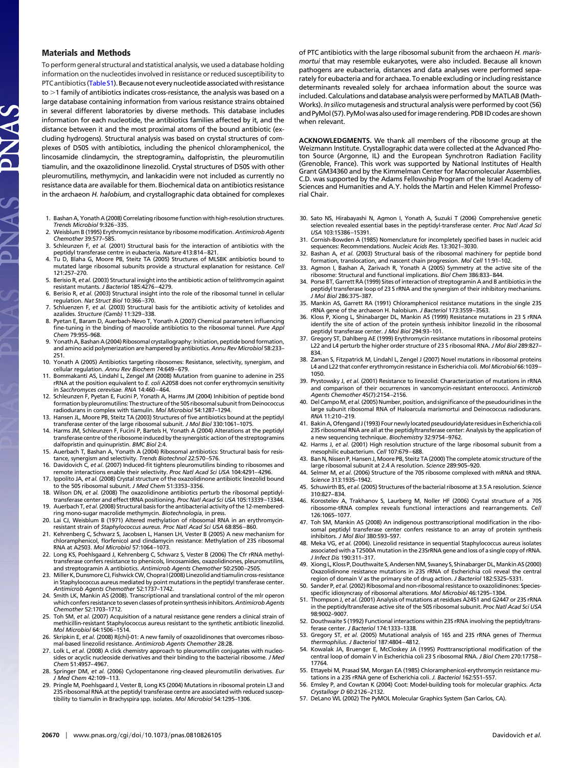## Materials and Methods

To perform general structural and statistical analysis, we used a database holding information on the nucleotides involved in resistance or reduced susceptibility to PTC antibiotics (Table S1). Because not every nucleotide associated with resistance to >1 family of antibiotics indicates cross-resistance, the analysis was based on a large database containing information from various resistance strains obtained in several different laboratories by diverse methods. This database includes information for each nucleotide, the antibiotics families affected by it, and the distance between it and the most proximal atoms of the bound antibiotic (excluding hydrogens). Structural analysis was based on crystal structures of complexes of D50S with antibiotics, including the phenicol chloramphenicol, the lincosamide clindamycin, the streptogramin$_A$ dalfopristin, the pleuromutilin tiamulin, and the oxazolidinone linezolid. Crystal structures of D50S with other pleuromutilins, methymycin, and lankacidin were not included as currently no resistance data are available for them. Biochemical data on antibiotics resistance in the archaeon *H. halobium*, and crystallographic data obtained for complexes of PTC antibiotics with the large ribosomal subunit from the archaeon *H. marismortui* that may resemble eukaryotes, were also included. Because all known pathogens are eubacteria, distances and data analyses were performed separately for eubacteria and for archaea. To enable excluding or including resistance determinants revealed solely for archaea information about the source was included. Calculations and database analysis were performed by MATLAB (MathWorks). *In silico* mutagenesis and structural analysis were performed by coot (56) and PyMol (57). PyMol was also used for image rendering. PDB ID codes are shown when relevant.

**ACKNOWLEDGMENTS.** We thank all members of the ribosome group at the Weizmann Institute. Crystallographic data were collected at the Advanced Photon Source (Argonne, IL) and the European Synchrotron Radiation Facility (Grenoble, France). This work was supported by National Institutes of Health Grant GM34360 and by the Kimmelman Center for Macromolecular Assemblies. C.D. was supported by the Adams Fellowship Program of the Israel Academy of Sciences and Humanities and A.Y. holds the Martin and Helen Kimmel Professorial Chair.

1. Bashan A, Yonath A (2008) Correlating ribosome function with high-resolution structures. *Trends Microbiol* 9:326–335.
2. Weisblum B (1995) Erythromycin resistance by ribosome modification. *Antimicrob Agents Chemother* 39:577–585.
3. Schluenzen F, *et al.* (2001) Structural basis for the interaction of antibiotics with the peptidyl transferase centre in eubacteria. *Nature* 413:814–821.
4. Tu D, Blaha G, Moore PB, Steitz TA (2005) Structures of MLSBK antibiotics bound to mutated large ribosomal subunits provide a structural explanation for resistance. *Cell* 121:257–270.
5. Berisio R, *et al.* (2003) Structural insight into the antibiotic action of telithromycin against resistant mutants. *J Bacteriol* 185:4276–4279.
6. Berisio R, *et al.* (2003) Structural insight into the role of the ribosomal tunnel in cellular regulation. *Nat Struct Biol* 10:366–370.
7. Schluenzen F, *et al.* (2003) Structural basis for the antibiotic activity of ketolides and azalides. *Structure (Camb)* 11:329–338.
8. Pyetan E, Baram D, Auerbach-Nevo T, Yonath A (2007) Chemical parameters influencing fine-tuning in the binding of macrolide antibiotics to the ribosomal tunnel. *Pure Appl Chem* 79:955–968.
9. Yonath A, Bashan A (2004) Ribosomal crystallography: Initiation, peptide bond formation, and amino acid polymerization are hampered by antibiotics. *Annu Rev Microbiol* 58:233–251.
10. Yonath A (2005) Antibiotics targeting ribosomes: Resistance, selectivity, synergism, and cellular regulation. *Annu Rev Biochem* 74:649–679.
11. Bommakanti AS, Lindahl L, Zengel JM (2008) Mutation from guanine to adenine in 25S rRNA at the position equivalent to *E. coli* A2058 does not confer erythromycin sensitivity in *Saccharomyces cerevisae*. *RNA* 14:460–464.
12. Schluenzen F, Pyetan E, Fucini P, Yonath A, Harms JM (2004) Inhibition of peptide bond formation by pleuromutilins: The structure of the 50S ribosomal subunit from *Deinococcus radiodurans* in complex with tiamulin. *Mol Microbiol* 54:1287–1294.
13. Hansen JL, Moore PB, Steitz TA (2003) Structures of five antibiotics bound at the peptidyl transferase center of the large ribosomal subunit. *J Mol Biol* 330:1061–1075.
14. Harms JM, Schluenzen F, Fucini P, Bartels H, Yonath A (2004) Alterations at the peptidyl transferase centre of the ribosome induced by the synergistic action of the streptogramins dalfopristin and quinupristin. *BMC Biol* 2:4.
15. Auerbach T, Bashan A, Yonath A (2004) Ribosomal antibiotics: Structural basis for resistance, synergism and selectivity. *Trends Biotechnol* 22:570–576.
16. Davidovich C, *et al.* (2007) Induced-fit tightens pleuromutilins binding to ribosomes and remote interactions enable their selectivity. *Proc Natl Acad Sci USA* 104:4291–4296.
17. Ippolito JA, *et al.* (2008) Crystal structure of the oxazolidinone antibiotic linezolid bound to the 50S ribosomal subunit. *J Med Chem* 51:3353–3356.
18. Wilson DN, *et al.* (2008) The oxazolidinone antibiotics perturb the ribosomal peptidyl-transferase center and effect tRNA positioning. *Proc Natl Acad Sci USA* 105:13339–13344.
19. Auerbach T, *et al.* (2008) Structural basis for the antibacterial activity of the 12-membered-ring mono-sugar macrolide methymycin. *Biotechnologia*, in press.
20. Lai CJ, Weisblum B (1971) Altered methylation of ribosomal RNA in an erythromycin-resistant strain of *Staphylococcus aureus*. *Proc Natl Acad Sci USA* 68:856–860.
21. Kehrenberg C, Schwarz S, Jacobsen L, Hansen LH, Vester B (2005) A new mechanism for chloramphenicol, florfenicol and clindamycin resistance: Methylation of 23S ribosomal RNA at A2503. *Mol Microbiol* 57:1064–1073.
22. Long KS, Poehlsgaard J, Kehrenberg C, Schwarz S, Vester B (2006) The Cfr rRNA methyltransferase confers resistance to phenicols, lincosamides, oxazolidinones, pleuromutilins, and streptogramin A antibiotics. *Antimicrob Agents Chemother* 50:2500–2505.
23. Miller K, Dunsmore CJ, Fishwick CW, Chopra I (2008) Linezolid and tiamulin cross-resistance in Staphylococcus aureus mediated by point mutations in the peptidyl transferase center. *Antimicrob Agents Chemother* 52:1737–1742.
24. Smith LK, Mankin AS (2008). Transcriptional and translational control of the mlr operon which confers resistance to seven classes of protein synthesis inhibitors. *Antimicrob Agents Chemother* 52:1703–1712.
25. Toh SM, *et al.* (2007) Acquisition of a natural resistance gene renders a clinical strain of methicillin-resistant Staphylococcus aureus resistant to the synthetic antibiotic linezolid. *Mol Microbiol* 64:1506–1514.
26. Skripkin E, *et al.* (2008) R{chi}-01: A new family of oxazolidinones that overcomes ribosomal-based linezolid resistance. *Antimicrob Agents Chemother* 28:28.
27. Lolk L, *et al.* (2008) A click chemistry approach to pleuromutilin conjugates with nucleosides or acyclic nucleoside derivatives and their binding to the bacterial ribosome. *J Med Chem* 51:4957–4967.
28. Springer DM, *et al.* (2006) Cyclopentanone ring-cleaved pleuromutilin derivatives. *Eur J Med Chem* 42:109–113.
29. Pringle M, Poehlsgaard J, Vester B, Long KS (2004) Mutations in ribosomal protein L3 and 23S ribosomal RNA at the peptidyl transferase centre are associated with reduced susceptibility to tiamulin in Brachyspira spp. isolates. *Mol Microbiol* 54:1295–1306.
30. Sato NS, Hirabayashi N, Agmon I, Yonath A, Suzuki T (2006) Comprehensive genetic selection revealed essential bases in the peptidyl-transferase center. *Proc Natl Acad Sci USA* 103:15386–15391.
31. Cornish-Bowden A (1985) Nomenclature for incompletely specified bases in nucleic acid sequences: Recommendations. *Nucleic Acids Res.* 13:3021–3030.
32. Bashan A, *et al.* (2003) Structural basis of the ribosomal machinery for peptide bond formation, translocation, and nascent chain progression. *Mol Cell* 11:91–102.
33. Agmon I, Bashan A, Zarivach R, Yonath A (2005) Symmetry at the active site of the ribosome: Structural and functional implications. *Biol Chem* 386:833–844.
34. Porse BT, Garrett RA (1999) Sites of interaction of streptogramin A and B antibiotics in the peptidyl transferase loop of 23 S rRNA and the synergism of their inhibitory mechanisms. *J Mol Biol* 286:375–387.
35. Mankin AS, Garrett RA (1991) Chloramphenicol resistance mutations in the single 23S rRNA gene of the archaeon H. halobium. *J Bacteriol* 173:3559–3563.
36. Kloss P, Xiong L, Shinabarger DL, Mankin AS (1999) Resistance mutations in 23 S rRNA identify the site of action of the protein synthesis inhibitor linezolid in the ribosomal peptidyl transferase center. *J Mol Biol* 294:93–101.
37. Gregory ST, Dahlberg AE (1999) Erythromycin resistance mutations in ribosomal proteins L22 and L4 perturb the higher order structure of 23 S ribosomal RNA. *J Mol Biol* 289:827–834.
38. Zaman S, Fitzpatrick M, Lindahl L, Zengel J (2007) Novel mutations in ribosomal proteins L4 and L22 that confer erythromycin resistance in Escherichia coli. *Mol Microbiol* 66:1039–1050.
39. Prystowsky J, *et al.* (2001) Resistance to linezolid: Characterization of mutations in rRNA and comparison of their occurrences in vancomycin-resistant enterococci. *Antimicrob Agents Chemother* 45(7):2154–2156.
40. Del Campo M, *et al.* (2005) Number, position, and significance of the pseudouridines in the large subunit ribosomal RNA of Haloarcula marismortui and Deinococcus radiodurans. *RNA* 11:210–219.
41. Bakin A, Ofengand J (1993) Four newly located pseudouridylate residues in Escherichia coli 23S ribosomal RNA are all at the peptidyltransferase center: Analysis by the application of a new sequencing technique. *Biochemistry* 32:9754–9762.
42. Harms J, *et al.* (2001) High resolution structure of the large ribosomal subunit from a mesophilic eubacterium. *Cell* 107:679–688.
43. Ban N, Nissen P, Hansen J, Moore PB, Steitz TA (2000) The complete atomic structure of the large ribosomal subunit at 2.4 A resolution. *Science* 289:905–920.
44. Selmer M, *et al.* (2006) Structure of the 70S ribosome complexed with mRNA and tRNA. *Science* 313:1935–1942.
45. Schuwirth BS, *et al.* (2005) Structures of the bacterial ribosome at 3.5 A resolution. *Science* 310:827–834.
46. Korostelev A, Trakhanov S, Laurberg M, Noller HF (2006) Crystal structure of a 70S ribosome-tRNA complex reveals functional interactions and rearrangements. *Cell* 126:1065–1077.
47. Toh SM, Mankin AS (2008) An indigenous posttranscriptional modification in the ribosomal peptidyl transferase center confers resistance to an array of protein synthesis inhibitors. *J Mol Biol* 380:593–597.
48. Meka VG, *et al.* (2004). Linezolid resistance in sequential Staphylococcus aureus isolates associated with a T2500A mutation in the 23SrRNA gene and loss of a single copy of rRNA. *J Infect Dis* 190:311–317.
49. Xiong L, Kloss P, Douthwaite S, Andersen NM, Swaney S, Shinabarger DL, Mankin AS (2000) Oxazolidinone resistance mutations in 23S rRNA of Escherichia coli reveal the central region of domain V as the primary site of drug action. *J Bacteriol* 182:5325–5331.
50. Sander P, *et al.* (2002) Ribosomal and non-ribosomal resistance to oxazolidinones: Species-specific idiosyncrasy of ribosomal alterations. *Mol Microbiol* 46:1295–1304.
51. Thompson J, *et al.* (2001) Analysis of mutations at residues A2451 and G2447 or 23S rRNA in the peptidyltransferase active site of the 50S ribosomal subunit. *Proc Natl Acad Sci USA* 98:9002–9007.
52. Douthwaite S (1992) Functional interactions within 23S rRNA involving the peptidyltransferase center. *J Bacteriol* 174:1333–1338.
53. Gregory ST, *et al.* (2005) Mutational analysis of 16S and 23S rRNA genes of *Thermus thermophilus*. *J Bacteriol* 187:4804–4812.
54. Kowalak JA, Bruenger E, McCloskey JA (1995) Posttranscriptional modification of the central loop of domain V in Escherichia coli 23 S ribosomal RNA. *J Biol Chem* 270:17758–17764.
55. Ettayebi M, Prasad SM, Morgan EA (1985) Chloramphenicol-erythromycin resistance mutations in a 23S rRNA gene of Escherichia coli. *J. Bacteriol* 162:551–557.
56. Emsley P, and Cowtan K (2004) Coot: Model-building tools for molecular graphics. *Acta Crystallogr D* 60:2126–2132.
57. DeLano WL (2002) The PyMOL Molecular Graphics System (San Carlos, CA).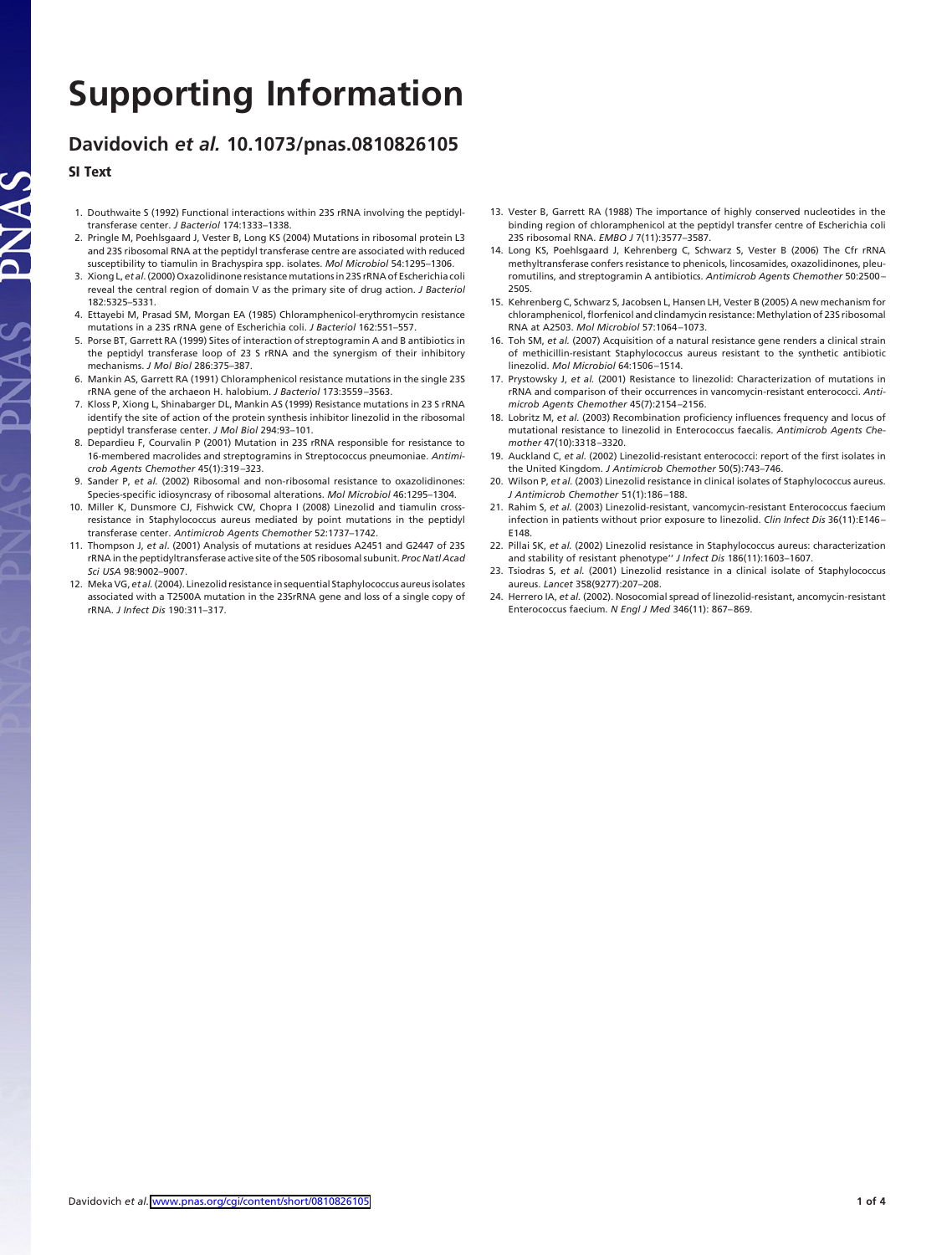# Supporting Information

## Davidovich *et al.* 10.1073/pnas.0810826105

### SI Text

1. Douthwaite S (1992) Functional interactions within 23S rRNA involving the peptidyltransferase center. *J Bacteriol* 174:1333–1338.
2. Pringle M, Poehlsgaard J, Vester B, Long KS (2004) Mutations in ribosomal protein L3 and 23S ribosomal RNA at the peptidyl transferase centre are associated with reduced susceptibility to tiamulin in Brachyspira spp. isolates. *Mol Microbiol* 54:1295–1306.
3. Xiong L, *et al.* (2000) Oxazolidinone resistance mutations in 23S rRNA of Escherichia coli reveal the central region of domain V as the primary site of drug action. *J Bacteriol* 182:5325–5331.
4. Ettayebi M, Prasad SM, Morgan EA (1985) Chloramphenicol-erythromycin resistance mutations in a 23S rRNA gene of Escherichia coli. *J Bacteriol* 162:551–557.
5. Porse BT, Garrett RA (1999) Sites of interaction of streptogramin A and B antibiotics in the peptidyl transferase loop of 23 S rRNA and the synergism of their inhibitory mechanisms. *J Mol Biol* 286:375–387.
6. Mankin AS, Garrett RA (1991) Chloramphenicol resistance mutations in the single 23S rRNA gene of the archaeon H. halobium. *J Bacteriol* 173:3559–3563.
7. Kloss P, Xiong L, Shinabarger DL, Mankin AS (1999) Resistance mutations in 23 S rRNA identify the site of action of the protein synthesis inhibitor linezolid in the ribosomal peptidyl transferase center. *J Mol Biol* 294:93–101.
8. Depardieu F, Courvalin P (2001) Mutation in 23S rRNA responsible for resistance to 16-membered macrolides and streptogramins in Streptococcus pneumoniae. *Antimicrob Agents Chemother* 45(1):319–323.
9. Sander P, *et al.* (2002) Ribosomal and non-ribosomal resistance to oxazolidinones: Species-specific idiosyncrasy of ribosomal alterations. *Mol Microbiol* 46:1295–1304.
10. Miller K, Dunsmore CJ, Fishwick CW, Chopra I (2008) Linezolid and tiamulin cross-resistance in Staphylococcus aureus mediated by point mutations in the peptidyl transferase center. *Antimicrob Agents Chemother* 52:1737–1742.
11. Thompson J, *et al.* (2001) Analysis of mutations at residues A2451 and G2447 of 23S rRNA in the peptidyltransferase active site of the 50S ribosomal subunit. *Proc Natl Acad Sci USA* 98:9002–9007.
12. Meka VG, *et al.* (2004). Linezolid resistance in sequential Staphylococcus aureus isolates associated with a T2500A mutation in the 23SrRNA gene and loss of a single copy of rRNA. *J Infect Dis* 190:311–317.
13. Vester B, Garrett RA (1988) The importance of highly conserved nucleotides in the binding region of chloramphenicol at the peptidyl transfer centre of Escherichia coli 23S ribosomal RNA. *EMBO J* 7(11):3577–3587.
14. Long KS, Poehlsgaard J, Kehrenberg C, Schwarz S, Vester B (2006) The Cfr rRNA methyltransferase confers resistance to phenicols, lincosamides, oxazolidinones, pleuromutilins, and streptogramin A antibiotics. *Antimicrob Agents Chemother* 50:2500–2505.
15. Kehrenberg C, Schwarz S, Jacobsen L, Hansen LH, Vester B (2005) A new mechanism for chloramphenicol, florfenicol and clindamycin resistance: Methylation of 23S ribosomal RNA at A2503. *Mol Microbiol* 57:1064–1073.
16. Toh SM, *et al.* (2007) Acquisition of a natural resistance gene renders a clinical strain of methicillin-resistant Staphylococcus aureus resistant to the synthetic antibiotic linezolid. *Mol Microbiol* 64:1506–1514.
17. Prystowsky J, *et al.* (2001) Resistance to linezolid: Characterization of mutations in rRNA and comparison of their occurrences in vancomycin-resistant enterococci. *Antimicrob Agents Chemother* 45(7):2154–2156.
18. Lobritz M, *et al.* (2003) Recombination proficiency influences frequency and locus of mutational resistance to linezolid in Enterococcus faecalis. *Antimicrob Agents Chemother* 47(10):3318–3320.
19. Auckland C, *et al.* (2002) Linezolid-resistant enterococci: report of the first isolates in the United Kingdom. *J Antimicrob Chemother* 50(5):743–746.
20. Wilson P, *et al.* (2003) Linezolid resistance in clinical isolates of Staphylococcus aureus. *J Antimicrob Chemother* 51(1):186–188.
21. Rahim S, *et al.* (2003) Linezolid-resistant, vancomycin-resistant Enterococcus faecium infection in patients without prior exposure to linezolid. *Clin Infect Dis* 36(11):E146–E148.
22. Pillai SK, *et al.* (2002) Linezolid resistance in Staphylococcus aureus: characterization and stability of resistant phenotype'' *J Infect Dis* 186(11):1603–1607.
23. Tsiodras S, *et al.* (2001) Linezolid resistance in a clinical isolate of Staphylococcus aureus. *Lancet* 358(9277):207–208.
24. Herrero IA, *et al.* (2002). Nosocomial spread of linezolid-resistant, ancomycin-resistant Enterococcus faecium. *N Engl J Med* 346(11): 867–869.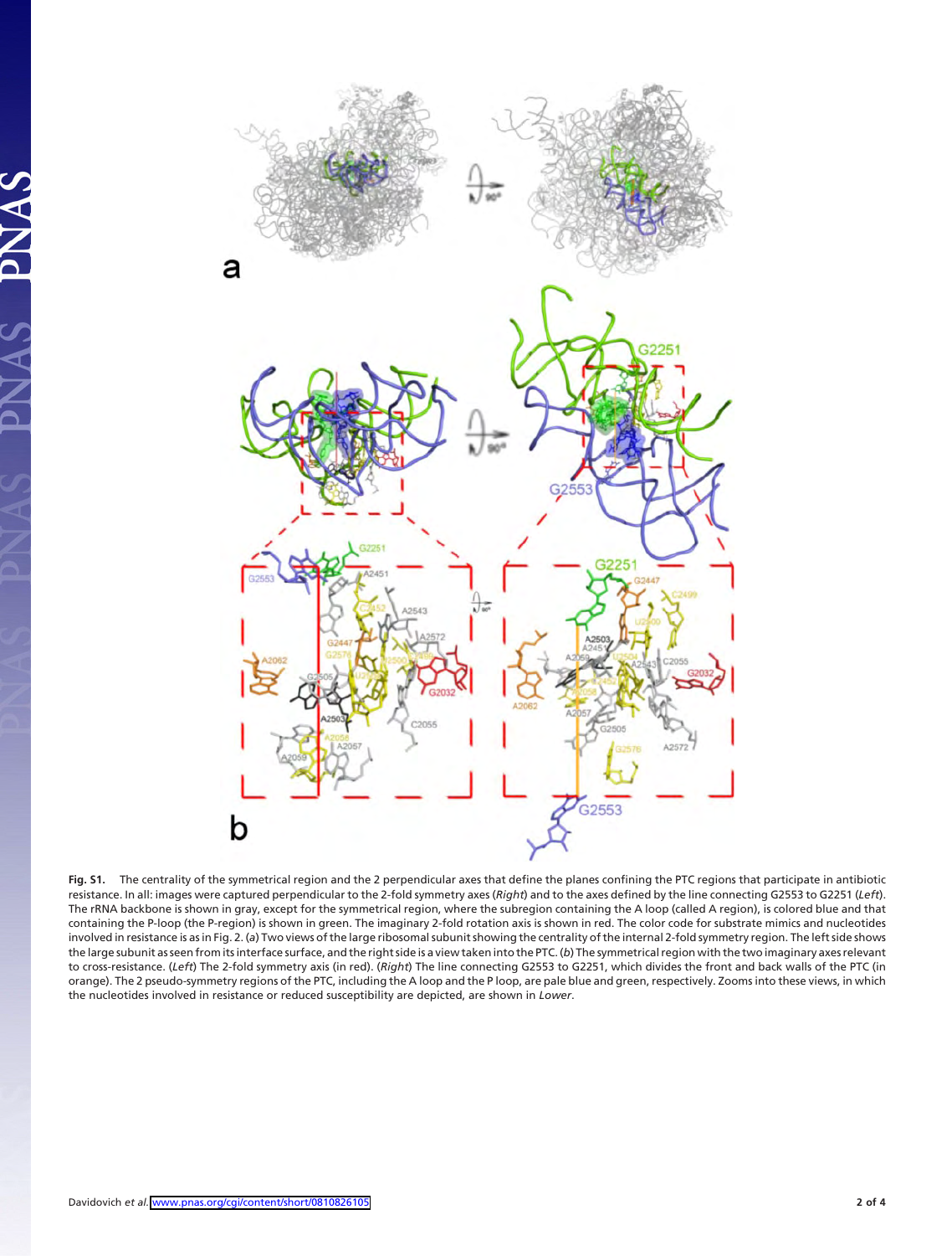**Fig. S1.** The centrality of the symmetrical region and the 2 perpendicular axes that define the planes confining the PTC regions that participate in antibiotic resistance. In all: images were captured perpendicular to the 2-fold symmetry axes (*Right*) and to the axes defined by the line connecting G2553 to G2251 (*Left*). The rRNA backbone is shown in gray, except for the symmetrical region, where the subregion containing the A loop (called A region), is colored blue and that containing the P-loop (the P-region) is shown in green. The imaginary 2-fold rotation axis is shown in red. The color code for substrate mimics and nucleotides involved in resistance is as in Fig. 2. (*a*) Two views of the large ribosomal subunit showing the centrality of the internal 2-fold symmetry region. The left side shows the large subunit as seen from its interface surface, and the right side is a view taken into the PTC. (*b*) The symmetrical region with the two imaginary axes relevant to cross-resistance. (*Left*) The 2-fold symmetry axis (in red). (*Right*) The line connecting G2553 to G2251, which divides the front and back walls of the PTC (in orange). The 2 pseudo-symmetry regions of the PTC, including the A loop and the P loop, are pale blue and green, respectively. Zooms into these views, in which the nucleotides involved in resistance or reduced susceptibility are depicted, are shown in *Lower*.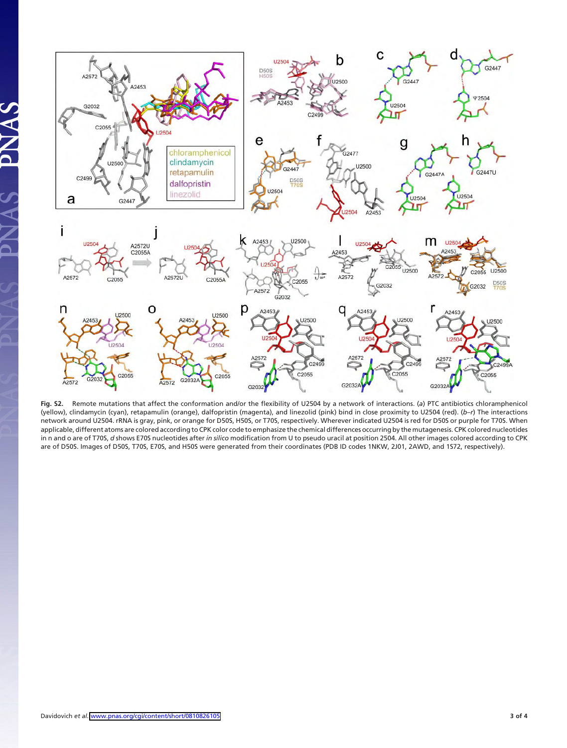**Fig. S2.** Remote mutations that affect the conformation and/or the flexibility of U2504 by a network of interactions. (*a*) PTC antibiotics chloramphenicol (yellow), clindamycin (cyan), retapamulin (orange), dalfopristin (magenta), and linezolid (pink) bind in close proximity to U2504 (red). (*b*–*r*) The interactions network around U2504. rRNA is gray, pink, or orange for D50S, H50S, or T70S, respectively. Wherever indicated U2504 is red for D50S or purple for T70S. When applicable, different atoms are colored according to CPK color code to emphasize the chemical differences occurring by the mutagenesis. CPK colored nucleotides in n and o are of T70S, *d* shows E70S nucleotides after *in silico* modification from U to pseudo uracil at position 2504. All other images colored according to CPK are of D50S. Images of D50S, T70S, E70S, and H50S were generated from their coordinates (PDB ID codes 1NKW, 2J01, 2AWD, and 1S72, respectively).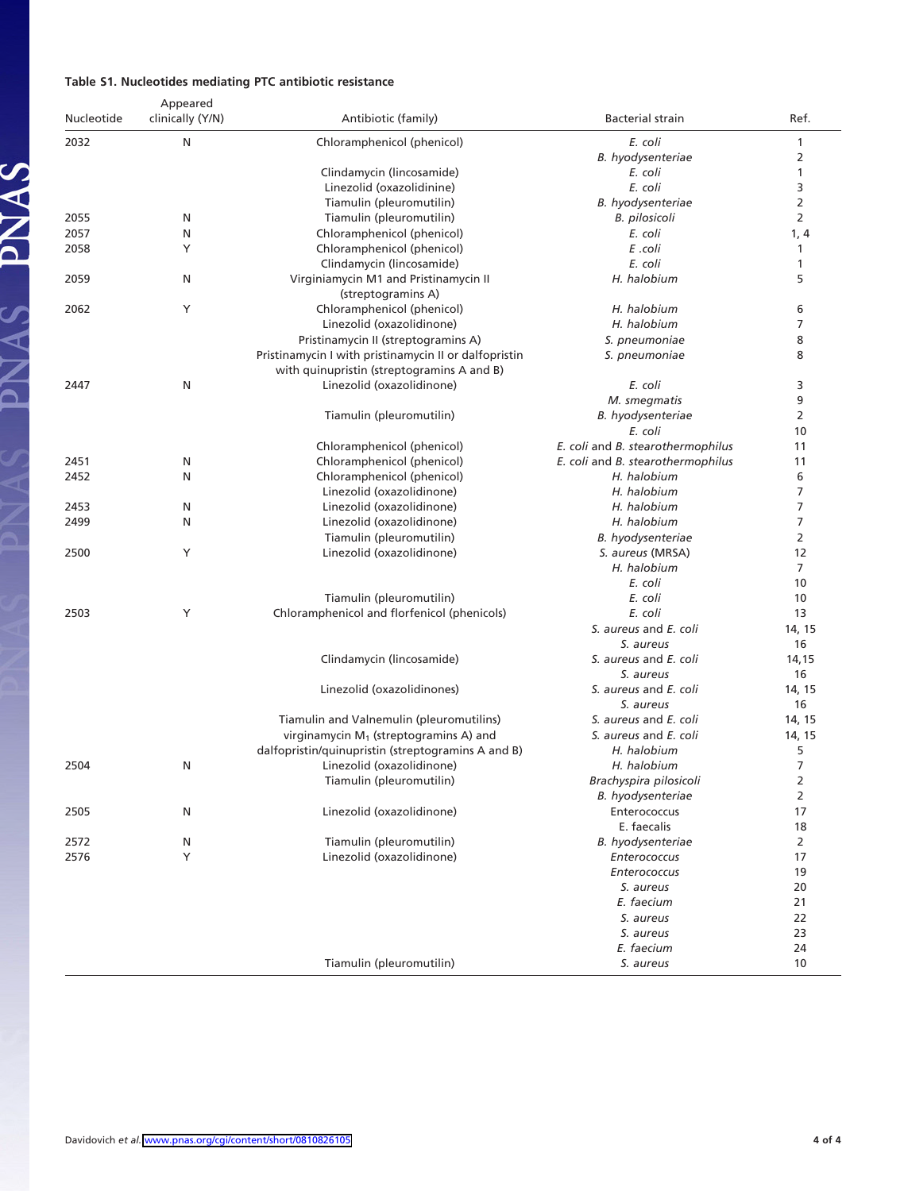**Table S1. Nucleotides mediating PTC antibiotic resistance**

| Nucleotide | Appeared clinically (Y/N) | Antibiotic (family) | Bacterial strain | Ref. |
|---|---|---|---|---|
| 2032 | N | Chloramphenicol (phenicol) | *E. coli* | 1 |
| | | | *B. hyodysenteriae* | 2 |
| | | Clindamycin (lincosamide) | *E. coli* | 1 |
| | | Linezolid (oxazolidinine) | *E. coli* | 3 |
| | | Tiamulin (pleuromutilin) | *B. hyodysenteriae* | 2 |
| 2055 | N | Tiamulin (pleuromutilin) | *B. pilosicoli* | 2 |
| 2057 | N | Chloramphenicol (phenicol) | *E. coli* | 1, 4 |
| 2058 | Y | Chloramphenicol (phenicol) | *E .coli* | 1 |
| | | Clindamycin (lincosamide) | *E. coli* | 1 |
| 2059 | N | Virginiamycin M1 and Pristinamycin II (streptograms A) | *H. halobium* | 5 |
| 2062 | Y | Chloramphenicol (phenicol) | *H. halobium* | 6 |
| | | Linezolid (oxazolidinone) | *H. halobium* | 7 |
| | | Pristinamycin II (streptograms A) | *S. pneumoniae* | 8 |
| | | Pristinamycin I with pristinamycin II or dalfopristin with quinupristin (streptograms A and B) | *S. pneumoniae* | 8 |
| 2447 | N | Linezolid (oxazolidinone) | *E. coli* | 3 |
| | | | *M. smegmatis* | 9 |
| | | Tiamulin (pleuromutilin) | *B. hyodysenteriae* | 2 |
| | | | *E. coli* | 10 |
| | | Chloramphenicol (phenicol) | *E. coli* and *B. stearothermophilus* | 11 |
| 2451 | N | Chloramphenicol (phenicol) | *E. coli* and *B. stearothermophilus* | 11 |
| 2452 | N | Chloramphenicol (phenicol) | *H. halobium* | 6 |
| | | Linezolid (oxazolidinone) | *H. halobium* | 7 |
| 2453 | N | Linezolid (oxazolidinone) | *H. halobium* | 7 |
| 2499 | N | Linezolid (oxazolidinone) | *H. halobium* | 7 |
| | | Tiamulin (pleuromutilin) | *B. hyodysenteriae* | 2 |
| 2500 | Y | Linezolid (oxazolidinone) | *S. aureus* (MRSA) | 12 |
| | | | *H. halobium* | 7 |
| | | | *E. coli* | 10 |
| | | Tiamulin (pleuromutilin) | *E. coli* | 10 |
| 2503 | Y | Chloramphenicol and florfenicol (phenicols) | *E. coli* | 13 |
| | | | *S. aureus* and *E. coli* | 14, 15 |
| | | | *S. aureus* | 16 |
| | | Clindamycin (lincosamide) | *S. aureus* and *E. coli* | 14,15 |
| | | | *S. aureus* | 16 |
| | | Linezolid (oxazolidinones) | *S. aureus* and *E. coli* | 14, 15 |
| | | | *S. aureus* | 16 |
| | | Tiamulin and Valnemulin (pleuromutilins) | *S. aureus* and *E. coli* | 14, 15 |
| | | virginamycin $M_1$ (streptograms A) and | *S. aureus* and *E. coli* | 14, 15 |
| | | dalfopristin/quinupristin (streptograms A and B) | *H. halobium* | 5 |
| 2504 | N | Linezolid (oxazolidinone) | *H. halobium* | 7 |
| | | Tiamulin (pleuromutilin) | *Brachyspira pilosicoli* | 2 |
| | | | *B. hyodysenteriae* | 2 |
| 2505 | N | Linezolid (oxazolidinone) | Enterococcus | 17 |
| | | | E. faecalis | 18 |
| 2572 | N | Tiamulin (pleuromutilin) | *B. hyodysenteriae* | 2 |
| 2576 | Y | Linezolid (oxazolidinone) | *Enterococcus* | 17 |
| | | | *Enterococcus* | 19 |
| | | | *S. aureus* | 20 |
| | | | *E. faecium* | 21 |
| | | | *S. aureus* | 22 |
| | | | *S. aureus* | 23 |
| | | | *E. faecium* | 24 |
| | | Tiamulin (pleuromutilin) | *S. aureus* | 10 |